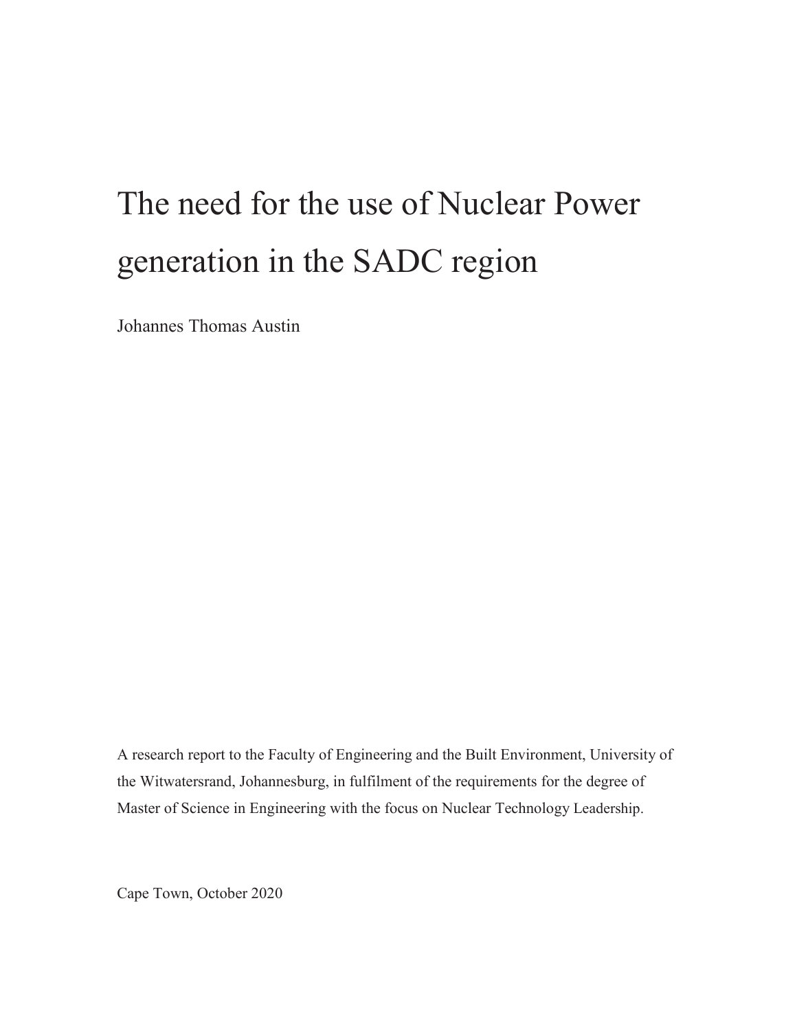# The need for the use of Nuclear Power generation in the SADC region

Johannes Thomas Austin

A research report to the Faculty of Engineering and the Built Environment, University of the Witwatersrand, Johannesburg, in fulfilment of the requirements for the degree of Master of Science in Engineering with the focus on Nuclear Technology Leadership.

Cape Town, October 2020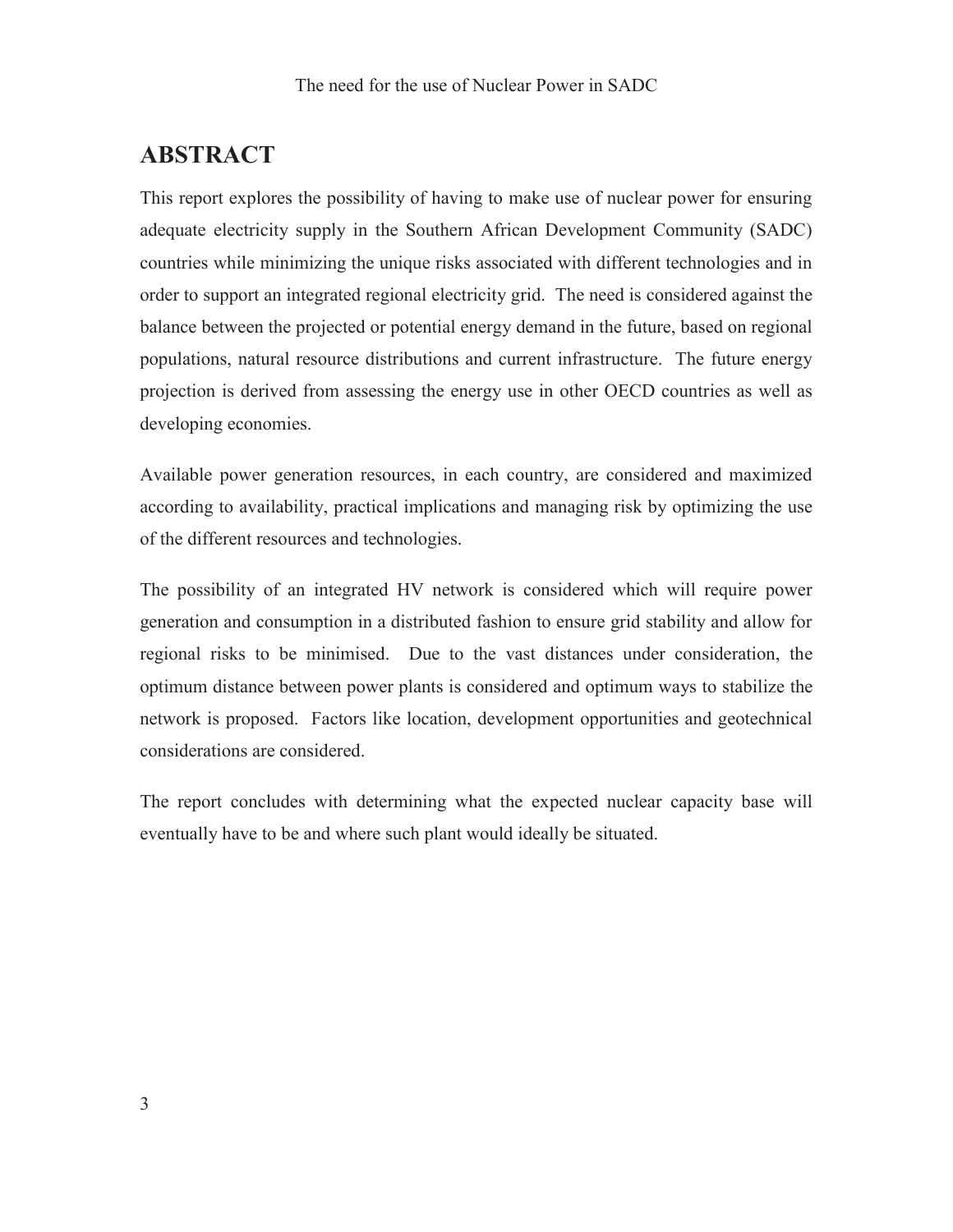# ABSTRACT

This report explores the possibility of having to make use of nuclear power for ensuring adequate electricity supply in the Southern African Development Community (SADC) countries while minimizing the unique risks associated with different technologies and in order to support an integrated regional electricity grid. The need is considered against the balance between the projected or potential energy demand in the future, based on regional populations, natural resource distributions and current infrastructure. The future energy projection is derived from assessing the energy use in other OECD countries as well as developing economies.

Available power generation resources, in each country, are considered and maximized according to availability, practical implications and managing risk by optimizing the use of the different resources and technologies.

The possibility of an integrated HV network is considered which will require power generation and consumption in a distributed fashion to ensure grid stability and allow for regional risks to be minimised. Due to the vast distances under consideration, the optimum distance between power plants is considered and optimum ways to stabilize the network is proposed. Factors like location, development opportunities and geotechnical considerations are considered.

The report concludes with determining what the expected nuclear capacity base will eventually have to be and where such plant would ideally be situated.